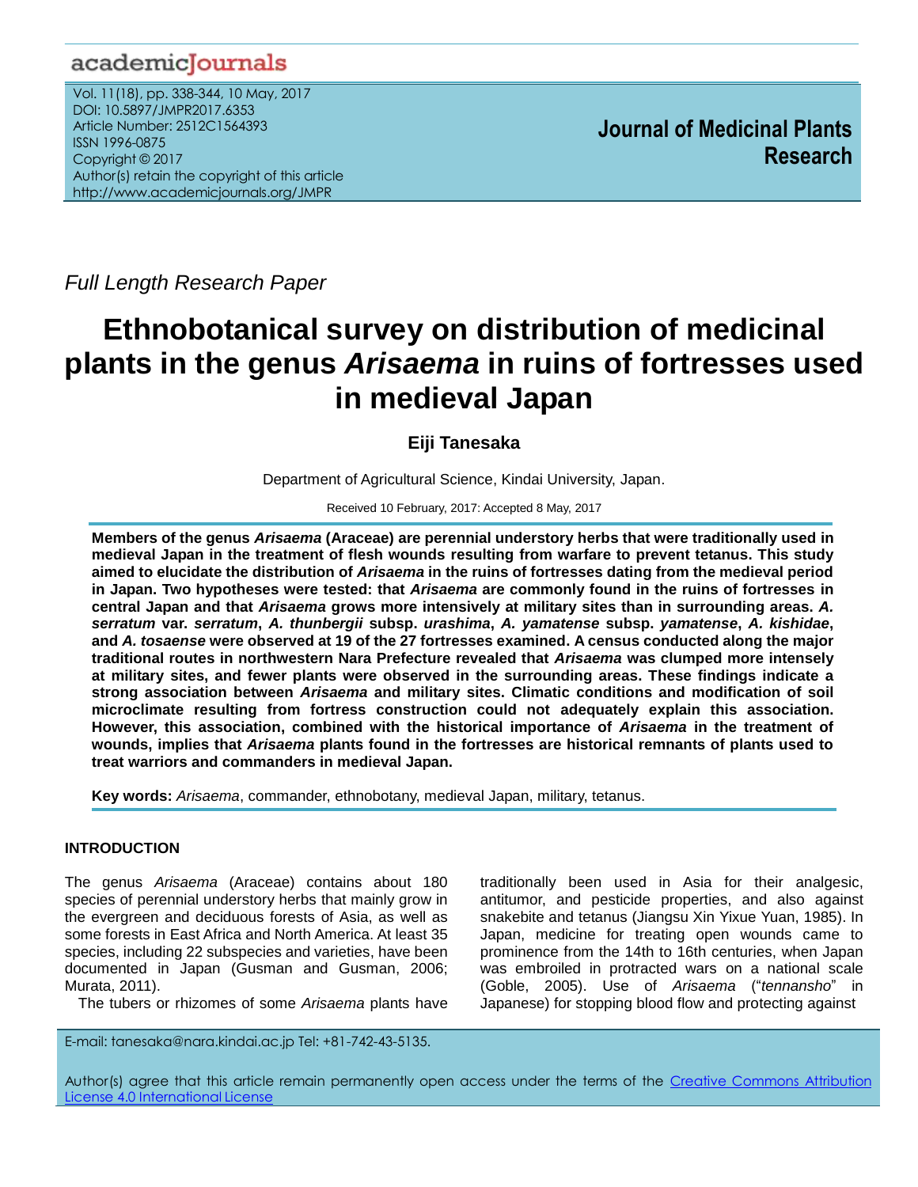*Full Length Research Paper*

# Ethnobotanical survey on distribution of medicinal plants in the genus *Arisaema* in ruins of fortresses used in medieval Japan

**Eiji Tanesaka**

Department of Agricultural Science, Kindai University, Japan.

Received 10 February, 2017: Accepted 8 May, 2017

**Members of the genus *Arisaema* (Araceae) are perennial understory herbs that were traditionally used in medieval Japan in the treatment of flesh wounds resulting from warfare to prevent tetanus. This study aimed to elucidate the distribution of *Arisaema* in the ruins of fortresses dating from the medieval period in Japan. Two hypotheses were tested: that *Arisaema* are commonly found in the ruins of fortresses in central Japan and that *Arisaema* grows more intensively at military sites than in surrounding areas. *A. serratum* var. *serratum*, *A. thunbergii* subsp. *urashima*, *A. yamatense* subsp. *yamatense*, *A. kishidae*, and *A. tosaense* were observed at 19 of the 27 fortresses examined. A census conducted along the major traditional routes in northwestern Nara Prefecture revealed that *Arisaema* was clumped more intensely at military sites, and fewer plants were observed in the surrounding areas. These findings indicate a strong association between *Arisaema* and military sites. Climatic conditions and modification of soil microclimate resulting from fortress construction could not adequately explain this association. However, this association, combined with the historical importance of *Arisaema* in the treatment of wounds, implies that *Arisaema* plants found in the fortresses are historical remnants of plants used to treat warriors and commanders in medieval Japan.**

**Key words:** *Arisaema*, commander, ethnobotany, medieval Japan, military, tetanus.

## INTRODUCTION

The genus *Arisaema* (Araceae) contains about 180 species of perennial understory herbs that mainly grow in the evergreen and deciduous forests of Asia, as well as some forests in East Africa and North America. At least 35 species, including 22 subspecies and varieties, have been documented in Japan (Gusman and Gusman, 2006; Murata, 2011).

The tubers or rhizomes of some *Arisaema* plants have traditionally been used in Asia for their analgesic, antitumor, and pesticide properties, and also against snakebite and tetanus (Jiangsu Xin Yixue Yuan, 1985). In Japan, medicine for treating open wounds came to prominence from the 14th to 16th centuries, when Japan was embroiled in protracted wars on a national scale (Goble, 2005). Use of *Arisaema* ("*tennansho*" in Japanese) for stopping blood flow and protecting against

E-mail: tanesaka@nara.kindai.ac.jp Tel: +81-742-43-5135.

Author(s) agree that this article remain permanently open access under the terms of the Creative Commons Attribution License 4.0 International License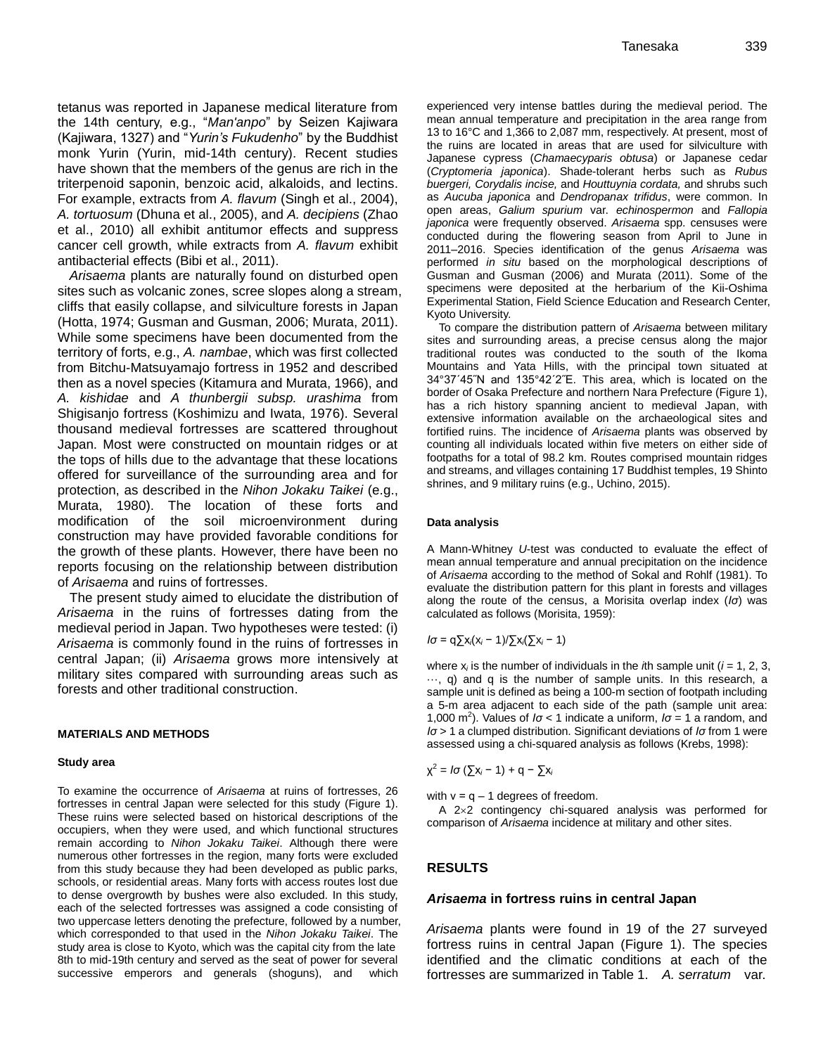tetanus was reported in Japanese medical literature from the 14th century, e.g., "*Man'anpo*" by Seizen Kajiwara (Kajiwara, 1327) and "*Yurin's Fukudenho*" by the Buddhist monk Yurin (Yurin, mid-14th century). Recent studies have shown that the members of the genus are rich in the triterpenoid saponin, benzoic acid, alkaloids, and lectins. For example, extracts from *A. flavum* (Singh et al., 2004), *A. tortuosum* (Dhuna et al., 2005), and *A. decipiens* (Zhao et al., 2010) all exhibit antitumor effects and suppress cancer cell growth, while extracts from *A. flavum* exhibit antibacterial effects (Bibi et al., 2011).

*Arisaema* plants are naturally found on disturbed open sites such as volcanic zones, scree slopes along a stream, cliffs that easily collapse, and silviculture forests in Japan (Hotta, 1974; Gusman and Gusman, 2006; Murata, 2011). While some specimens have been documented from the territory of forts, e.g., *A. nambae*, which was first collected from Bitchu-Matsuyamajo fortress in 1952 and described then as a novel species (Kitamura and Murata, 1966), and *A. kishidae* and *A thunbergii subsp. urashima* from Shigisanjo fortress (Koshimizu and Iwata, 1976). Several thousand medieval fortresses are scattered throughout Japan. Most were constructed on mountain ridges or at the tops of hills due to the advantage that these locations offered for surveillance of the surrounding area and for protection, as described in the *Nihon Jokaku Taikei* (e.g., Murata, 1980). The location of these forts and modification of the soil microenvironment during construction may have provided favorable conditions for the growth of these plants. However, there have been no reports focusing on the relationship between distribution of *Arisaema* and ruins of fortresses.

The present study aimed to elucidate the distribution of *Arisaema* in the ruins of fortresses dating from the medieval period in Japan. Two hypotheses were tested: (i) *Arisaema* is commonly found in the ruins of fortresses in central Japan; (ii) *Arisaema* grows more intensively at military sites compared with surrounding areas such as forests and other traditional construction.

## MATERIALS AND METHODS

### Study area

To examine the occurrence of *Arisaema* at ruins of fortresses, 26 fortresses in central Japan were selected for this study (Figure 1). These ruins were selected based on historical descriptions of the occupiers, when they were used, and which functional structures remain according to *Nihon Jokaku Taikei*. Although there were numerous other fortresses in the region, many forts were excluded from this study because they had been developed as public parks, schools, or residential areas. Many forts with access routes lost due to dense overgrowth by bushes were also excluded. In this study, each of the selected fortresses was assigned a code consisting of two uppercase letters denoting the prefecture, followed by a number, which corresponded to that used in the *Nihon Jokaku Taikei*. The study area is close to Kyoto, which was the capital city from the late 8th to mid-19th century and served as the seat of power for several successive emperors and generals (shoguns), and which experienced very intense battles during the medieval period. The mean annual temperature and precipitation in the area range from 13 to 16°C and 1,366 to 2,087 mm, respectively. At present, most of the ruins are located in areas that are used for silviculture with Japanese cypress (*Chamaecyparis obtusa*) or Japanese cedar (*Cryptomeria japonica*). Shade-tolerant herbs such as *Rubus buergeri, Corydalis incise,* and *Houttuynia cordata,* and shrubs such as *Aucuba japonica* and *Dendropanax trifidus*, were common. In open areas, *Galium spurium* var. *echinospermon* and *Fallopia japonica* were frequently observed. *Arisaema* spp. censuses were conducted during the flowering season from April to June in 2011–2016. Species identification of the genus *Arisaema* was performed *in situ* based on the morphological descriptions of Gusman and Gusman (2006) and Murata (2011). Some of the specimens were deposited at the herbarium of the Kii-Oshima Experimental Station, Field Science Education and Research Center, Kyoto University.

To compare the distribution pattern of *Arisaema* between military sites and surrounding areas, a precise census along the major traditional routes was conducted to the south of the Ikoma Mountains and Yata Hills, with the principal town situated at 34°37´45˝N and 135°42´2˝E. This area, which is located on the border of Osaka Prefecture and northern Nara Prefecture (Figure 1), has a rich history spanning ancient to medieval Japan, with extensive information available on the archaeological sites and fortified ruins. The incidence of *Arisaema* plants was observed by counting all individuals located within five meters on either side of footpaths for a total of 98.2 km. Routes comprised mountain ridges and streams, and villages containing 17 Buddhist temples, 19 Shinto shrines, and 9 military ruins (e.g., Uchino, 2015).

### Data analysis

A Mann-Whitney *U*-test was conducted to evaluate the effect of mean annual temperature and annual precipitation on the incidence of *Arisaema* according to the method of Sokal and Rohlf (1981). To evaluate the distribution pattern for this plant in forests and villages along the route of the census, a Morisita overlap index ($I\sigma$) was calculated as follows (Morisita, 1959):

$$I\sigma = q\sum x_i(x_i - 1)/\sum x_i(\sum x_i - 1)$$

where $x_i$ is the number of individuals in the *i*th sample unit ($i = 1, 2, 3, \cdots, q$) and q is the number of sample units. In this research, a sample unit is defined as being a 100-m section of footpath including a 5-m area adjacent to each side of the path (sample unit area: 1,000 $m^2$). Values of $I\sigma < 1$ indicate a uniform, $I\sigma = 1$ a random, and $I\sigma > 1$ a clumped distribution. Significant deviations of $I\sigma$ from 1 were assessed using a chi-squared analysis as follows (Krebs, 1998):

$$\chi^2 = I\sigma(\sum x_i - 1) + q - \sum x_i$$

with $v = q - 1$ degrees of freedom.

A 2×2 contingency chi-squared analysis was performed for comparison of *Arisaema* incidence at military and other sites.

## RESULTS

### *Arisaema* in fortress ruins in central Japan

*Arisaema* plants were found in 19 of the 27 surveyed fortress ruins in central Japan (Figure 1). The species identified and the climatic conditions at each of the fortresses are summarized in Table 1. *A. serratum* var.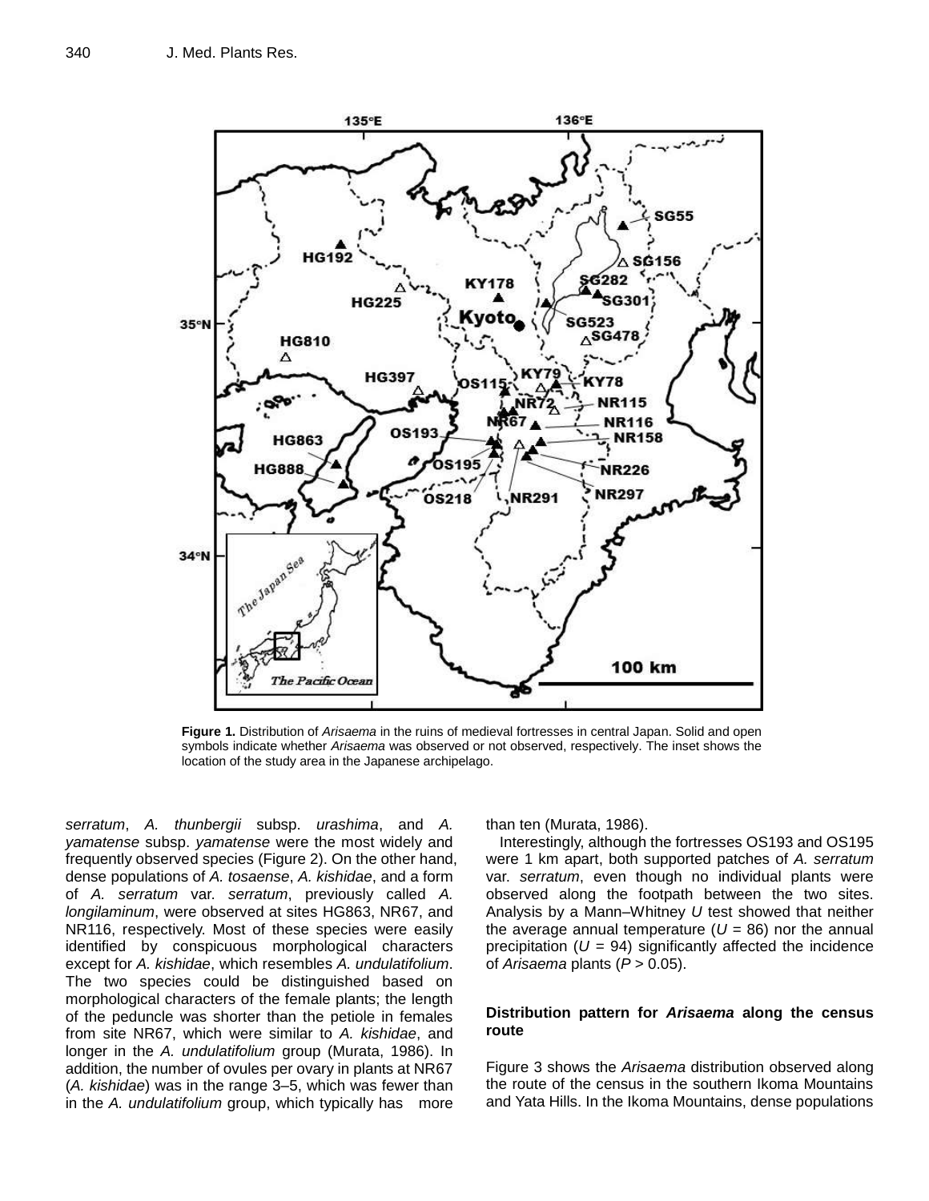Figure 1. Distribution of *Arisaema* in the ruins of medieval fortresses in central Japan. Solid and open symbols indicate whether *Arisaema* was observed or not observed, respectively. The inset shows the location of the study area in the Japanese archipelago.

*serratum*, *A. thunbergii* subsp. *urashima*, and *A. yamatense* subsp. *yamatense* were the most widely and frequently observed species (Figure 2). On the other hand, dense populations of *A. tosaense*, *A. kishidae*, and a form of *A. serratum* var. *serratum*, previously called *A. longilaminum*, were observed at sites HG863, NR67, and NR116, respectively. Most of these species were easily identified by conspicuous morphological characters except for *A. kishidae*, which resembles *A. undulatifolium*. The two species could be distinguished based on morphological characters of the female plants; the length of the peduncle was shorter than the petiole in females from site NR67, which were similar to *A. kishidae*, and longer in the *A. undulatifolium* group (Murata, 1986). In addition, the number of ovules per ovary in plants at NR67 (*A. kishidae*) was in the range 3–5, which was fewer than in the *A. undulatifolium* group, which typically has more than ten (Murata, 1986).

Interestingly, although the fortresses OS193 and OS195 were 1 km apart, both supported patches of *A. serratum* var. *serratum*, even though no individual plants were observed along the footpath between the two sites. Analysis by a Mann–Whitney $U$ test showed that neither the average annual temperature ($U$ = 86) nor the annual precipitation ($U$ = 94) significantly affected the incidence of *Arisaema* plants ($P$ > 0.05).

## Distribution pattern for *Arisaema* along the census route

Figure 3 shows the *Arisaema* distribution observed along the route of the census in the southern Ikoma Mountains and Yata Hills. In the Ikoma Mountains, dense populations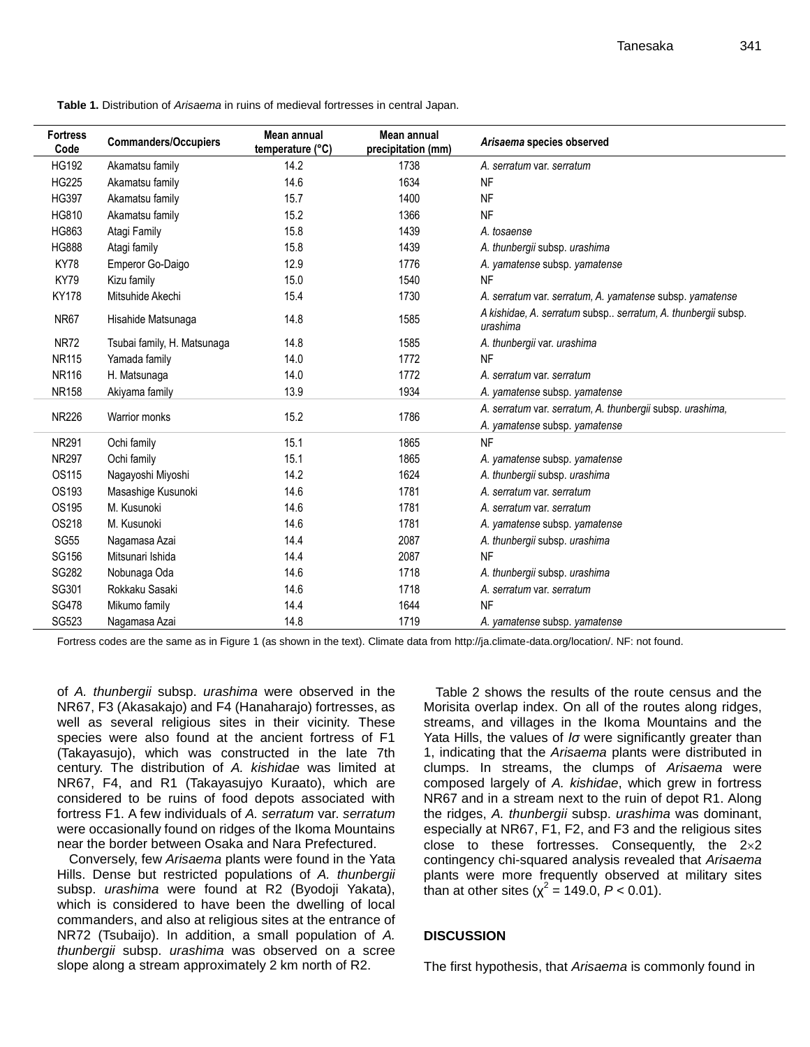**Table 1.** Distribution of *Arisaema* in ruins of medieval fortresses in central Japan.

| Fortress Code | Commanders/Occupiers | Mean annual temperature (°C) | Mean annual precipitation (mm) | *Arisaema* species observed |
|---|---|---|---|---|
| HG192 | Akamatsu family | 14.2 | 1738 | *A. serratum* var. *serratum* |
| HG225 | Akamatsu family | 14.6 | 1634 | NF |
| HG397 | Akamatsu family | 15.7 | 1400 | NF |
| HG810 | Akamatsu family | 15.2 | 1366 | NF |
| HG863 | Atagi Family | 15.8 | 1439 | *A. tosaense* |
| HG888 | Atagi family | 15.8 | 1439 | *A. thunbergii* subsp. *urashima* |
| KY78 | Emperor Go-Daigo | 12.9 | 1776 | *A. yamatense* subsp. *yamatense* |
| KY79 | Kizu family | 15.0 | 1540 | NF |
| KY178 | Mitsuhide Akechi | 15.4 | 1730 | *A. serratum* var. *serratum, A. yamatense* subsp. *yamatense* |
| NR67 | Hisahide Matsunaga | 14.8 | 1585 | *A kishidae, A. serratum* subsp.. *serratum, A. thunbergii* subsp. *urashima* |
| NR72 | Tsubai family, H. Matsunaga | 14.8 | 1585 | *A. thunbergii* var. *urashima* |
| NR115 | Yamada family | 14.0 | 1772 | NF |
| NR116 | H. Matsunaga | 14.0 | 1772 | *A. serratum* var. *serratum* |
| NR158 | Akiyama family | 13.9 | 1934 | *A. yamatense* subsp. *yamatense* |
| NR226 | Warrior monks | 15.2 | 1786 | *A. serratum* var. *serratum, A. thunbergii* subsp. *urashima,* *A. yamatense* subsp. *yamatense* |
| NR291 | Ochi family | 15.1 | 1865 | NF |
| NR297 | Ochi family | 15.1 | 1865 | *A. yamatense* subsp. *yamatense* |
| OS115 | Nagayoshi Miyoshi | 14.2 | 1624 | *A. thunbergii* subsp. *urashima* |
| OS193 | Masashige Kusunoki | 14.6 | 1781 | *A. serratum* var. *serratum* |
| OS195 | M. Kusunoki | 14.6 | 1781 | *A. serratum* var. *serratum* |
| OS218 | M. Kusunoki | 14.6 | 1781 | *A. yamatense* subsp. *yamatense* |
| SG55 | Nagamasa Azai | 14.4 | 2087 | *A. thunbergii* subsp. *urashima* |
| SG156 | Mitsunari Ishida | 14.4 | 2087 | NF |
| SG282 | Nobunaga Oda | 14.6 | 1718 | *A. thunbergii* subsp. *urashima* |
| SG301 | Rokkaku Sasaki | 14.6 | 1718 | *A. serratum* var. *serratum* |
| SG478 | Mikumo family | 14.4 | 1644 | NF |
| SG523 | Nagamasa Azai | 14.8 | 1719 | *A. yamatense* subsp. *yamatense* |

Fortress codes are the same as in Figure 1 (as shown in the text). Climate data from http://ja.climate-data.org/location/. NF: not found.

of *A. thunbergii* subsp. *urashima* were observed in the NR67, F3 (Akasakajo) and F4 (Hanaharajo) fortresses, as well as several religious sites in their vicinity. These species were also found at the ancient fortress of F1 (Takayasujo), which was constructed in the late 7th century. The distribution of *A. kishidae* was limited at NR67, F4, and R1 (Takayasujyo Kuraato), which are considered to be ruins of food depots associated with fortress F1. A few individuals of *A. serratum* var. *serratum* were occasionally found on ridges of the Ikoma Mountains near the border between Osaka and Nara Prefectured.

Conversely, few *Arisaema* plants were found in the Yata Hills. Dense but restricted populations of *A. thunbergii* subsp. *urashima* were found at R2 (Byodoji Yakata), which is considered to have been the dwelling of local commanders, and also at religious sites at the entrance of NR72 (Tsubaijo). In addition, a small population of *A. thunbergii* subsp. *urashima* was observed on a scree slope along a stream approximately 2 km north of R2.

Table 2 shows the results of the route census and the Morisita overlap index. On all of the routes along ridges, streams, and villages in the Ikoma Mountains and the Yata Hills, the values of $I\sigma$ were significantly greater than 1, indicating that the *Arisaema* plants were distributed in clumps. In streams, the clumps of *Arisaema* were composed largely of *A. kishidae*, which grew in fortress NR67 and in a stream next to the ruin of depot R1. Along the ridges, *A. thunbergii* subsp. *urashima* was dominant, especially at NR67, F1, F2, and F3 and the religious sites close to these fortresses. Consequently, the $2\times2$ contingency chi-squared analysis revealed that *Arisaema* plants were more frequently observed at military sites than at other sites ($\chi^2 = 149.0$, $P < 0.01$).

## DISCUSSION

The first hypothesis, that *Arisaema* is commonly found in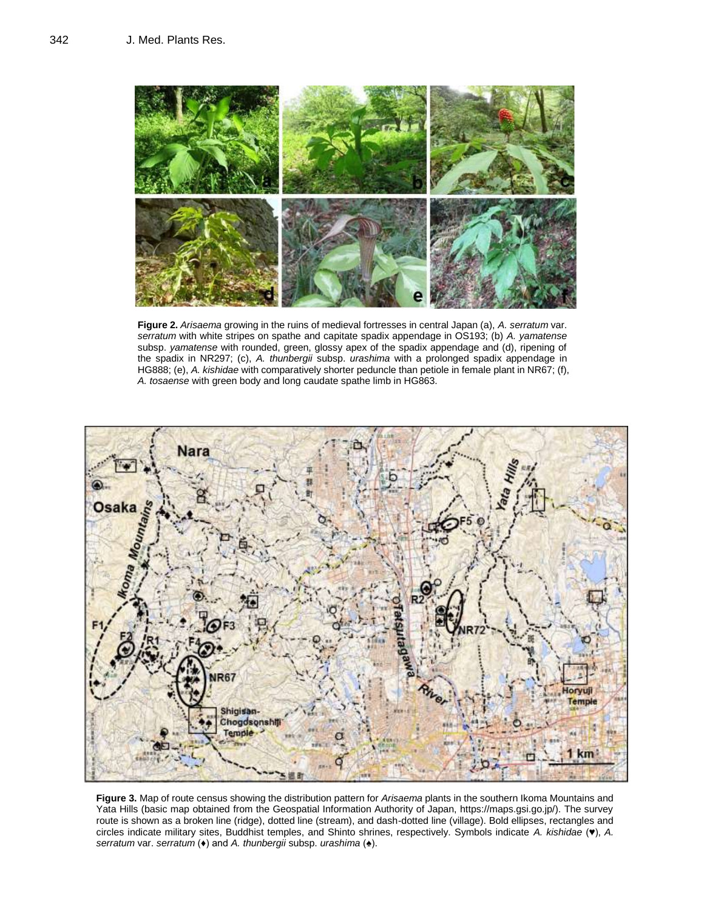**Figure 2.** *Arisaema* growing in the ruins of medieval fortresses in central Japan (a), *A. serratum* var. *serratum* with white stripes on spathe and capitate spadix appendage in OS193; (b) *A. yamatense* subsp. *yamatense* with rounded, green, glossy apex of the spadix appendage and (d), ripening of the spadix in NR297; (c), *A. thunbergii* subsp. *urashima* with a prolonged spadix appendage in HG888; (e), *A. kishidae* with comparatively shorter peduncle than petiole in female plant in NR67; (f), *A. tosaense* with green body and long caudate spathe limb in HG863.

**Figure 3.** Map of route census showing the distribution pattern for *Arisaema* plants in the southern Ikoma Mountains and Yata Hills (basic map obtained from the Geospatial Information Authority of Japan, https://maps.gsi.go.jp/). The survey route is shown as a broken line (ridge), dotted line (stream), and dash-dotted line (village). Bold ellipses, rectangles and circles indicate military sites, Buddhist temples, and Shinto shrines, respectively. Symbols indicate *A. kishidae* (♥), *A. serratum* var. *serratum* (♦) and *A. thunbergii* subsp. *urashima* (♠).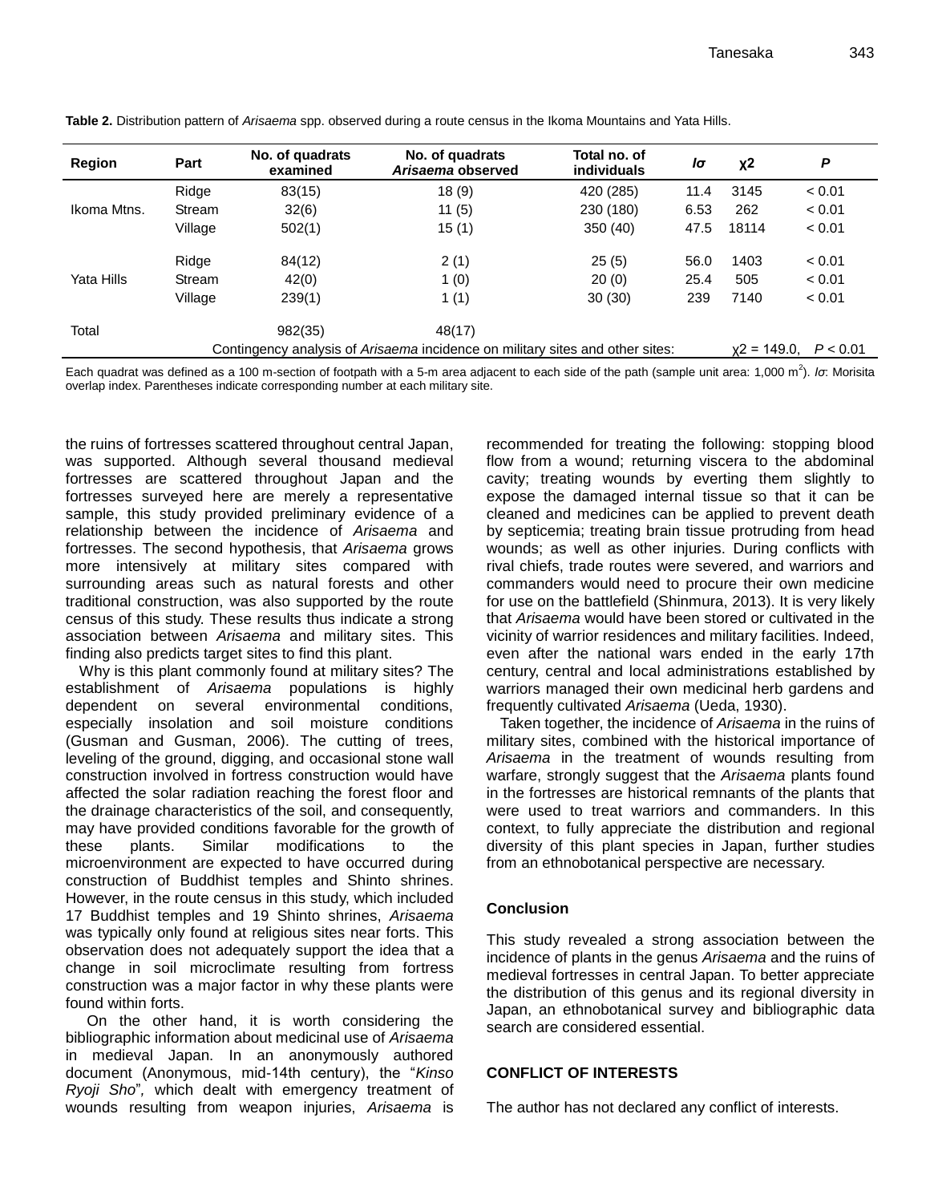**Table 2.** Distribution pattern of *Arisaema* spp. observed during a route census in the Ikoma Mountains and Yata Hills.

| Region | Part | No. of quadrats examined | No. of quadrats *Arisaema* observed | Total no. of individuals | $I\sigma$ | $\chi 2$ | $P$ |
|---|---|---|---|---|---|---|---|
| Ikoma Mtns. | Ridge | 83(15) | 18 (9) | 420 (285) | 11.4 | 3145 | < 0.01 |
| | Stream | 32(6) | 11 (5) | 230 (180) | 6.53 | 262 | < 0.01 |
| | Village | 502(1) | 15 (1) | 350 (40) | 47.5 | 18114 | < 0.01 |
| Yata Hills | Ridge | 84(12) | 2 (1) | 25 (5) | 56.0 | 1403 | < 0.01 |
| | Stream | 42(0) | 1 (0) | 20 (0) | 25.4 | 505 | < 0.01 |
| | Village | 239(1) | 1 (1) | 30 (30) | 239 | 7140 | < 0.01 |
| Total | | 982(35) | 48(17) | | | | |
| | Contingency analysis of *Arisaema* incidence on military sites and other sites: | | | | | $\chi 2$ = 149.0, | $P < 0.01$ |

Each quadrat was defined as a 100 m-section of footpath with a 5-m area adjacent to each side of the path (sample unit area: 1,000 $m^2$). $I\sigma$: Morisita overlap index. Parentheses indicate corresponding number at each military site.

the ruins of fortresses scattered throughout central Japan, was supported. Although several thousand medieval fortresses are scattered throughout Japan and the fortresses surveyed here are merely a representative sample, this study provided preliminary evidence of a relationship between the incidence of *Arisaema* and fortresses. The second hypothesis, that *Arisaema* grows more intensively at military sites compared with surrounding areas such as natural forests and other traditional construction, was also supported by the route census of this study. These results thus indicate a strong association between *Arisaema* and military sites. This finding also predicts target sites to find this plant.

Why is this plant commonly found at military sites? The establishment of *Arisaema* populations is highly dependent on several environmental conditions, especially insolation and soil moisture conditions (Gusman and Gusman, 2006). The cutting of trees, leveling of the ground, digging, and occasional stone wall construction involved in fortress construction would have affected the solar radiation reaching the forest floor and the drainage characteristics of the soil, and consequently, may have provided conditions favorable for the growth of these plants. Similar modifications to the microenvironment are expected to have occurred during construction of Buddhist temples and Shinto shrines. However, in the route census in this study, which included 17 Buddhist temples and 19 Shinto shrines, *Arisaema* was typically only found at religious sites near forts. This observation does not adequately support the idea that a change in soil microclimate resulting from fortress construction was a major factor in why these plants were found within forts.

On the other hand, it is worth considering the bibliographic information about medicinal use of *Arisaema* in medieval Japan. In an anonymously authored document (Anonymous, mid-14th century), the "*Kinso Ryoji Sho*", which dealt with emergency treatment of wounds resulting from weapon injuries, *Arisaema* is recommended for treating the following: stopping blood flow from a wound; returning viscera to the abdominal cavity; treating wounds by everting them slightly to expose the damaged internal tissue so that it can be cleaned and medicines can be applied to prevent death by septicemia; treating brain tissue protruding from head wounds; as well as other injuries. During conflicts with rival chiefs, trade routes were severed, and warriors and commanders would need to procure their own medicine for use on the battlefield (Shinmura, 2013). It is very likely that *Arisaema* would have been stored or cultivated in the vicinity of warrior residences and military facilities. Indeed, even after the national wars ended in the early 17th century, central and local administrations established by warriors managed their own medicinal herb gardens and frequently cultivated *Arisaema* (Ueda, 1930).

Taken together, the incidence of *Arisaema* in the ruins of military sites, combined with the historical importance of *Arisaema* in the treatment of wounds resulting from warfare, strongly suggest that the *Arisaema* plants found in the fortresses are historical remnants of the plants that were used to treat warriors and commanders. In this context, to fully appreciate the distribution and regional diversity of this plant species in Japan, further studies from an ethnobotanical perspective are necessary.

## Conclusion

This study revealed a strong association between the incidence of plants in the genus *Arisaema* and the ruins of medieval fortresses in central Japan. To better appreciate the distribution of this genus and its regional diversity in Japan, an ethnobotanical survey and bibliographic data search are considered essential.

## CONFLICT OF INTERESTS

The author has not declared any conflict of interests.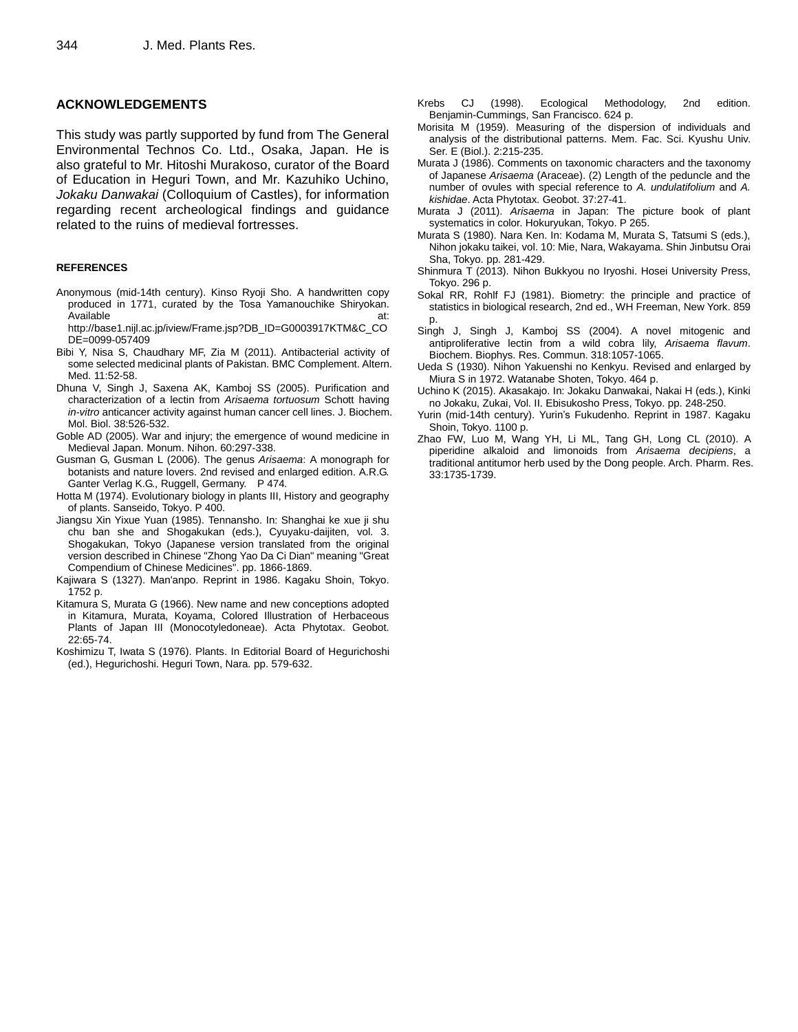## ACKNOWLEDGEMENTS

This study was partly supported by fund from The General Environmental Technos Co. Ltd., Osaka, Japan. He is also grateful to Mr. Hitoshi Murakoso, curator of the Board of Education in Heguri Town, and Mr. Kazuhiko Uchino, *Jokaku Danwakai* (Colloquium of Castles), for information regarding recent archeological findings and guidance related to the ruins of medieval fortresses.

## REFERENCES

Anonymous (mid-14th century). Kinso Ryoji Sho. A handwritten copy produced in 1771, curated by the Tosa Yamanouchike Shiryokan. Available at: http://base1.nijl.ac.jp/iview/Frame.jsp?DB_ID=G0003917KTM&C_CODE=0099-057409

Bibi Y, Nisa S, Chaudhary MF, Zia M (2011). Antibacterial activity of some selected medicinal plants of Pakistan. BMC Complement. Altern. Med. 11:52-58.

Dhuna V, Singh J, Saxena AK, Kamboj SS (2005). Purification and characterization of a lectin from *Arisaema tortuosum* Schott having *in-vitro* anticancer activity against human cancer cell lines. J. Biochem. Mol. Biol. 38:526-532.

Goble AD (2005). War and injury; the emergence of wound medicine in Medieval Japan. Monum. Nihon. 60:297-338.

Gusman G, Gusman L (2006). The genus *Arisaema*: A monograph for botanists and nature lovers. 2nd revised and enlarged edition. A.R.G. Ganter Verlag K.G., Ruggell, Germany. P 474.

Hotta M (1974). Evolutionary biology in plants III, History and geography of plants. Sanseido, Tokyo. P 400.

Jiangsu Xin Yixue Yuan (1985). Tennansho. In: Shanghai ke xue ji shu chu ban she and Shogakukan (eds.), Cyuyaku-daijiten, vol. 3. Shogakukan, Tokyo (Japanese version translated from the original version described in Chinese "Zhong Yao Da Ci Dian" meaning "Great Compendium of Chinese Medicines". pp. 1866-1869.

Kajiwara S (1327). Man'anpo. Reprint in 1986. Kagaku Shoin, Tokyo. 1752 p.

Kitamura S, Murata G (1966). New name and new conceptions adopted in Kitamura, Murata, Koyama, Colored Illustration of Herbaceous Plants of Japan III (Monocotyledoneae). Acta Phytotax. Geobot. 22:65-74.

Koshimizu T, Iwata S (1976). Plants. In Editorial Board of Hegurichoshi (ed.), Hegurichoshi. Heguri Town, Nara. pp. 579-632.

Krebs CJ (1998). Ecological Methodology, 2nd edition. Benjamin-Cummings, San Francisco. 624 p.

Morisita M (1959). Measuring of the dispersion of individuals and analysis of the distributional patterns. Mem. Fac. Sci. Kyushu Univ. Ser. E (Biol.). 2:215-235.

Murata J (1986). Comments on taxonomic characters and the taxonomy of Japanese *Arisaema* (Araceae). (2) Length of the peduncle and the number of ovules with special reference to *A. undulatifolium* and *A. kishidae*. Acta Phytotax. Geobot. 37:27-41.

Murata J (2011). *Arisaema* in Japan: The picture book of plant systematics in color. Hokuryukan, Tokyo. P 265.

Murata S (1980). Nara Ken. In: Kodama M, Murata S, Tatsumi S (eds.), Nihon jokaku taikei, vol. 10: Mie, Nara, Wakayama. Shin Jinbutsu Orai Sha, Tokyo. pp. 281-429.

Shinmura T (2013). Nihon Bukkyou no Iryoshi. Hosei University Press, Tokyo. 296 p.

Sokal RR, Rohlf FJ (1981). Biometry: the principle and practice of statistics in biological research, 2nd ed., WH Freeman, New York. 859 p.

Singh J, Singh J, Kamboj SS (2004). A novel mitogenic and antiproliferative lectin from a wild cobra lily, *Arisaema flavum*. Biochem. Biophys. Res. Commun. 318:1057-1065.

Ueda S (1930). Nihon Yakuenshi no Kenkyu. Revised and enlarged by Miura S in 1972. Watanabe Shoten, Tokyo. 464 p.

Uchino K (2015). Akasakajo. In: Jokaku Danwakai, Nakai H (eds.), Kinki no Jokaku, Zukai, Vol. II. Ebisukosho Press, Tokyo. pp. 248-250.

Yurin (mid-14th century). Yurin's Fukudenho. Reprint in 1987. Kagaku Shoin, Tokyo. 1100 p.

Zhao FW, Luo M, Wang YH, Li ML, Tang GH, Long CL (2010). A piperidine alkaloid and limonoids from *Arisaema decipiens*, a traditional antitumor herb used by the Dong people. Arch. Pharm. Res. 33:1735-1739.